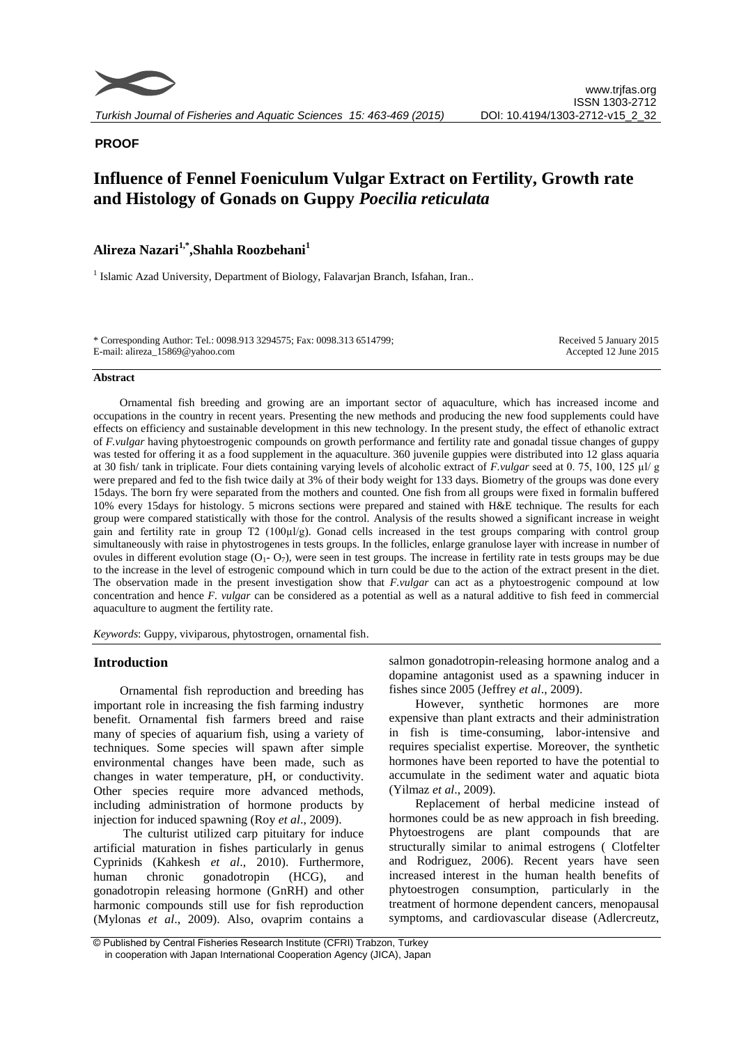**PROOF**

# Influence of Fennel Foeniculum Vulgar Extract on Fertility, Growth rate and Histology of Gonads on Guppy *Poecilia reticulata*

## Alireza Nazari[1,*], Shahla Roozbehani[1]

[1] Islamic Azad University, Department of Biology, Falavarjan Branch, Isfahan, Iran..

\* Corresponding Author: Tel.: 0098.913 3294575; Fax: 0098.313 6514799;
E-mail: alireza_15869@yahoo.com

Received 5 January 2015
Accepted 12 June 2015

### Abstract

Ornamental fish breeding and growing are an important sector of aquaculture, which has increased income and occupations in the country in recent years. Presenting the new methods and producing the new food supplements could have effects on efficiency and sustainable development in this new technology. In the present study, the effect of ethanolic extract of *F.vulgar* having phytoestrogenic compounds on growth performance and fertility rate and gonadal tissue changes of guppy was tested for offering it as a food supplement in the aquaculture. 360 juvenile guppies were distributed into 12 glass aquaria at 30 fish/ tank in triplicate. Four diets containing varying levels of alcoholic extract of *F.vulgar* seed at 0. 75, 100, 125 µl/ g were prepared and fed to the fish twice daily at 3% of their body weight for 133 days. Biometry of the groups was done every 15days. The born fry were separated from the mothers and counted. One fish from all groups were fixed in formalin buffered 10% every 15days for histology. 5 microns sections were prepared and stained with H&E technique. The results for each group were compared statistically with those for the control. Analysis of the results showed a significant increase in weight gain and fertility rate in group T2 (100µl/g). Gonad cells increased in the test groups comparing with control group simultaneously with raise in phytostrogenes in tests groups. In the follicles, enlarge granulose layer with increase in number of ovules in different evolution stage ($O_1$- $O_7$), were seen in test groups. The increase in fertility rate in tests groups may be due to the increase in the level of estrogenic compound which in turn could be due to the action of the extract present in the diet. The observation made in the present investigation show that *F.vulgar* can act as a phytoestrogenic compound at low concentration and hence *F. vulgar* can be considered as a potential as well as a natural additive to fish feed in commercial aquaculture to augment the fertility rate.

*Keywords*: Guppy, viviparous, phytostrogen, ornamental fish.

## Introduction

Ornamental fish reproduction and breeding has important role in increasing the fish farming industry benefit. Ornamental fish farmers breed and raise many of species of aquarium fish, using a variety of techniques. Some species will spawn after simple environmental changes have been made, such as changes in water temperature, pH, or conductivity. Other species require more advanced methods, including administration of hormone products by injection for induced spawning (Roy *et al*., 2009).

The culturist utilized carp pituitary for induce artificial maturation in fishes particularly in genus Cyprinids (Kahkesh *et al*., 2010). Furthermore, human chronic gonadotropin (HCG), and gonadotropin releasing hormone (GnRH) and other harmonic compounds still use for fish reproduction (Mylonas *et al*., 2009). Also, ovaprim contains a salmon gonadotropin-releasing hormone analog and a dopamine antagonist used as a spawning inducer in fishes since 2005 (Jeffrey *et al*., 2009).

However, synthetic hormones are more expensive than plant extracts and their administration in fish is time-consuming, labor-intensive and requires specialist expertise. Moreover, the synthetic hormones have been reported to have the potential to accumulate in the sediment water and aquatic biota (Yilmaz *et al*., 2009).

Replacement of herbal medicine instead of hormones could be as new approach in fish breeding. Phytoestrogens are plant compounds that are structurally similar to animal estrogens ( Clotfelter and Rodriguez, 2006). Recent years have seen increased interest in the human health benefits of phytoestrogen consumption, particularly in the treatment of hormone dependent cancers, menopausal symptoms, and cardiovascular disease (Adlercreutz,

© Published by Central Fisheries Research Institute (CFRI) Trabzon, Turkey
in cooperation with Japan International Cooperation Agency (JICA), Japan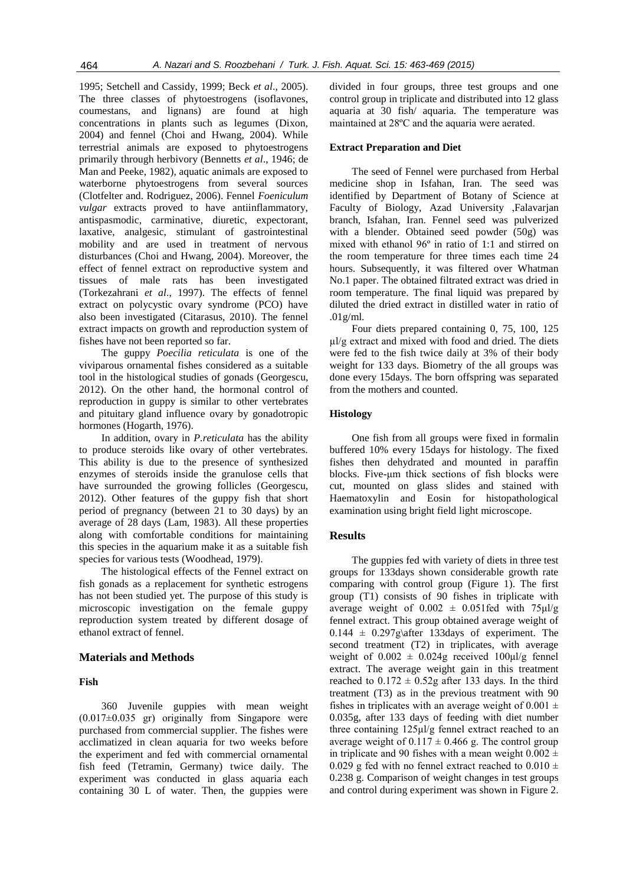1995; Setchell and Cassidy, 1999; Beck *et al*., 2005). The three classes of phytoestrogens (isoflavones, coumestans, and lignans) are found at high concentrations in plants such as legumes (Dixon, 2004) and fennel (Choi and Hwang, 2004). While terrestrial animals are exposed to phytoestrogens primarily through herbivory (Bennetts *et al*., 1946; de Man and Peeke, 1982), aquatic animals are exposed to waterborne phytoestrogens from several sources (Clotfelter and. Rodriguez, 2006). Fennel *Foeniculum vulgar* extracts proved to have antiinflammatory, antispasmodic, carminative, diuretic, expectorant, laxative, analgesic, stimulant of gastrointestinal mobility and are used in treatment of nervous disturbances (Choi and Hwang, 2004). Moreover, the effect of fennel extract on reproductive system and tissues of male rats has been investigated (Torkezahrani *et al*., 1997). The effects of fennel extract on polycystic ovary syndrome (PCO) have also been investigated (Citarasus, 2010). The fennel extract impacts on growth and reproduction system of fishes have not been reported so far.

The guppy *Poecilia reticulata* is one of the viviparous ornamental fishes considered as a suitable tool in the histological studies of gonads (Georgescu, 2012). On the other hand, the hormonal control of reproduction in guppy is similar to other vertebrates and pituitary gland influence ovary by gonadotropic hormones (Hogarth, 1976).

In addition, ovary in *P.reticulata* has the ability to produce steroids like ovary of other vertebrates. This ability is due to the presence of synthesized enzymes of steroids inside the granulose cells that have surrounded the growing follicles (Georgescu, 2012). Other features of the guppy fish that short period of pregnancy (between 21 to 30 days) by an average of 28 days (Lam, 1983). All these properties along with comfortable conditions for maintaining this species in the aquarium make it as a suitable fish species for various tests (Woodhead, 1979).

The histological effects of the Fennel extract on fish gonads as a replacement for synthetic estrogens has not been studied yet. The purpose of this study is microscopic investigation on the female guppy reproduction system treated by different dosage of ethanol extract of fennel.

## Materials and Methods

### Fish

360 Juvenile guppies with mean weight (0.017±0.035 gr) originally from Singapore were purchased from commercial supplier. The fishes were acclimatized in clean aquaria for two weeks before the experiment and fed with commercial ornamental fish feed (Tetramin, Germany) twice daily. The experiment was conducted in glass aquaria each containing 30 L of water. Then, the guppies were divided in four groups, three test groups and one control group in triplicate and distributed into 12 glass aquaria at 30 fish/ aquaria. The temperature was maintained at 28ºC and the aquaria were aerated.

### Extract Preparation and Diet

The seed of Fennel were purchased from Herbal medicine shop in Isfahan, Iran. The seed was identified by Department of Botany of Science at Faculty of Biology, Azad University ,Falavarjan branch, Isfahan, Iran. Fennel seed was pulverized with a blender. Obtained seed powder (50g) was mixed with ethanol 96º in ratio of 1:1 and stirred on the room temperature for three times each time 24 hours. Subsequently, it was filtered over Whatman No.1 paper. The obtained filtrated extract was dried in room temperature. The final liquid was prepared by diluted the dried extract in distilled water in ratio of .01g/ml.

Four diets prepared containing 0, 75, 100, 125 µl/g extract and mixed with food and dried. The diets were fed to the fish twice daily at 3% of their body weight for 133 days. Biometry of the all groups was done every 15days. The born offspring was separated from the mothers and counted.

### Histology

One fish from all groups were fixed in formalin buffered 10% every 15days for histology. The fixed fishes then dehydrated and mounted in paraffin blocks. Five-µm thick sections of fish blocks were cut, mounted on glass slides and stained with Haematoxylin and Eosin for histopathological examination using bright field light microscope.

## Results

The guppies fed with variety of diets in three test groups for 133days shown considerable growth rate comparing with control group (Figure 1). The first group (T1) consists of 90 fishes in triplicate with average weight of 0.002 ± 0.051fed with 75µl/g fennel extract. This group obtained average weight of 0.144 ± 0.297g\after 133days of experiment. The second treatment (T2) in triplicates, with average weight of 0.002 ± 0.024g received 100µl/g fennel extract. The average weight gain in this treatment reached to 0.172 ± 0.52g after 133 days. In the third treatment (T3) as in the previous treatment with 90 fishes in triplicates with an average weight of 0.001 ± 0.035g, after 133 days of feeding with diet number three containing 125µl/g fennel extract reached to an average weight of 0.117 ± 0.466 g. The control group in triplicate and 90 fishes with a mean weight 0.002 ± 0.029 g fed with no fennel extract reached to 0.010 ± 0.238 g. Comparison of weight changes in test groups and control during experiment was shown in Figure 2.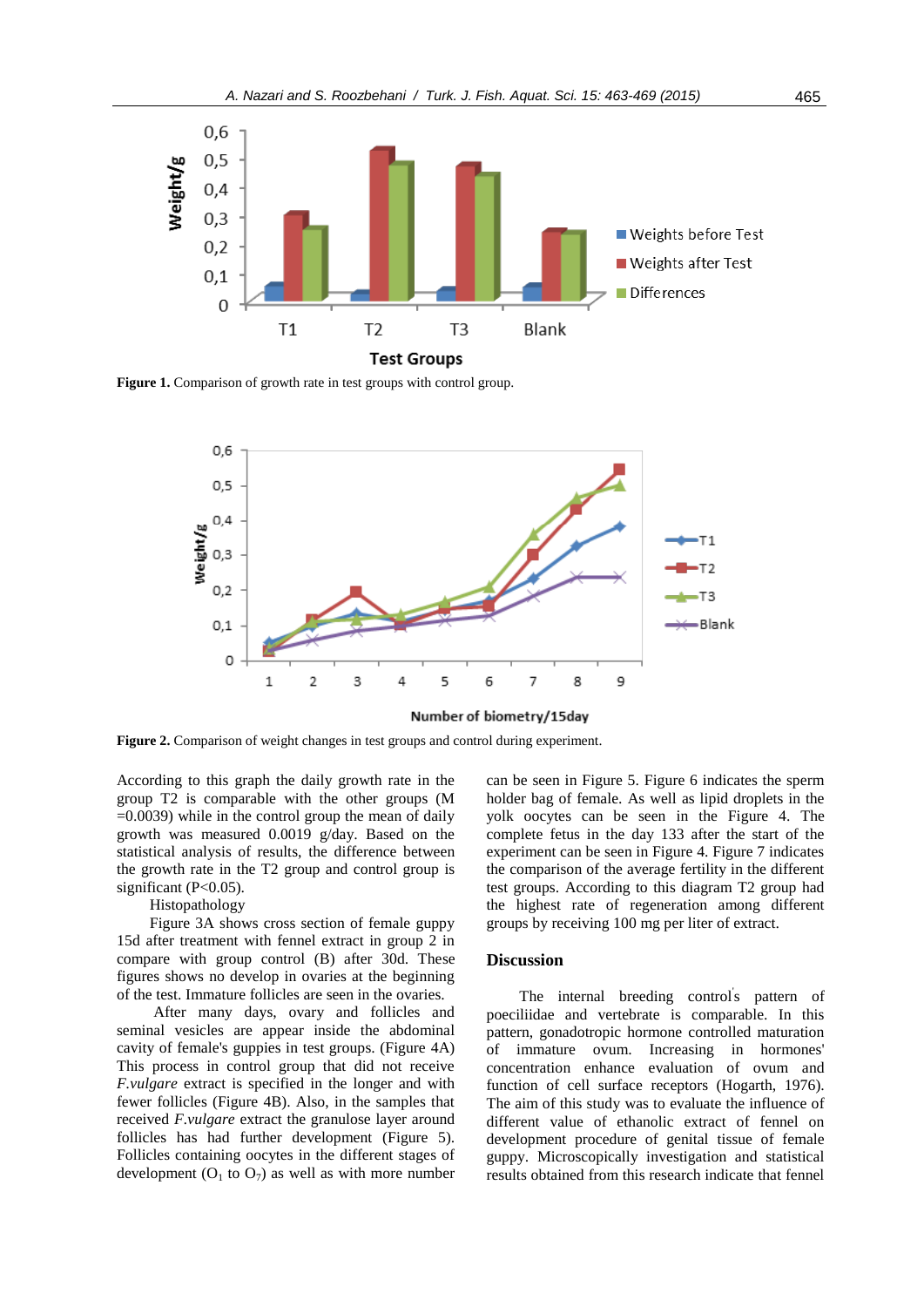Figure 1. Comparison of growth rate in test groups with control group.

Figure 2. Comparison of weight changes in test groups and control during experiment.

According to this graph the daily growth rate in the group T2 is comparable with the other groups (M =0.0039) while in the control group the mean of daily growth was measured 0.0019 g/day. Based on the statistical analysis of results, the difference between the growth rate in the T2 group and control group is significant ($P<0.05$).

Histopathology

Figure 3A shows cross section of female guppy 15d after treatment with fennel extract in group 2 in compare with group control (B) after 30d. These figures shows no develop in ovaries at the beginning of the test. Immature follicles are seen in the ovaries.

After many days, ovary and follicles and seminal vesicles are appear inside the abdominal cavity of female's guppies in test groups. (Figure 4A) This process in control group that did not receive *F.vulgare* extract is specified in the longer and with fewer follicles (Figure 4B). Also, in the samples that received *F.vulgare* extract the granulose layer around follicles has had further development (Figure 5). Follicles containing oocytes in the different stages of development ($O_1$ to $O_7$) as well as with more number can be seen in Figure 5. Figure 6 indicates the sperm holder bag of female. As well as lipid droplets in the yolk oocytes can be seen in the Figure 4. The complete fetus in the day 133 after the start of the experiment can be seen in Figure 4. Figure 7 indicates the comparison of the average fertility in the different test groups. According to this diagram T2 group had the highest rate of regeneration among different groups by receiving 100 mg per liter of extract.

## Discussion

The internal breeding control's pattern of poeciliidae and vertebrate is comparable. In this pattern, gonadotropic hormone controlled maturation of immature ovum. Increasing in hormones' concentration enhance evaluation of ovum and function of cell surface receptors (Hogarth, 1976). The aim of this study was to evaluate the influence of different value of ethanolic extract of fennel on development procedure of genital tissue of female guppy. Microscopically investigation and statistical results obtained from this research indicate that fennel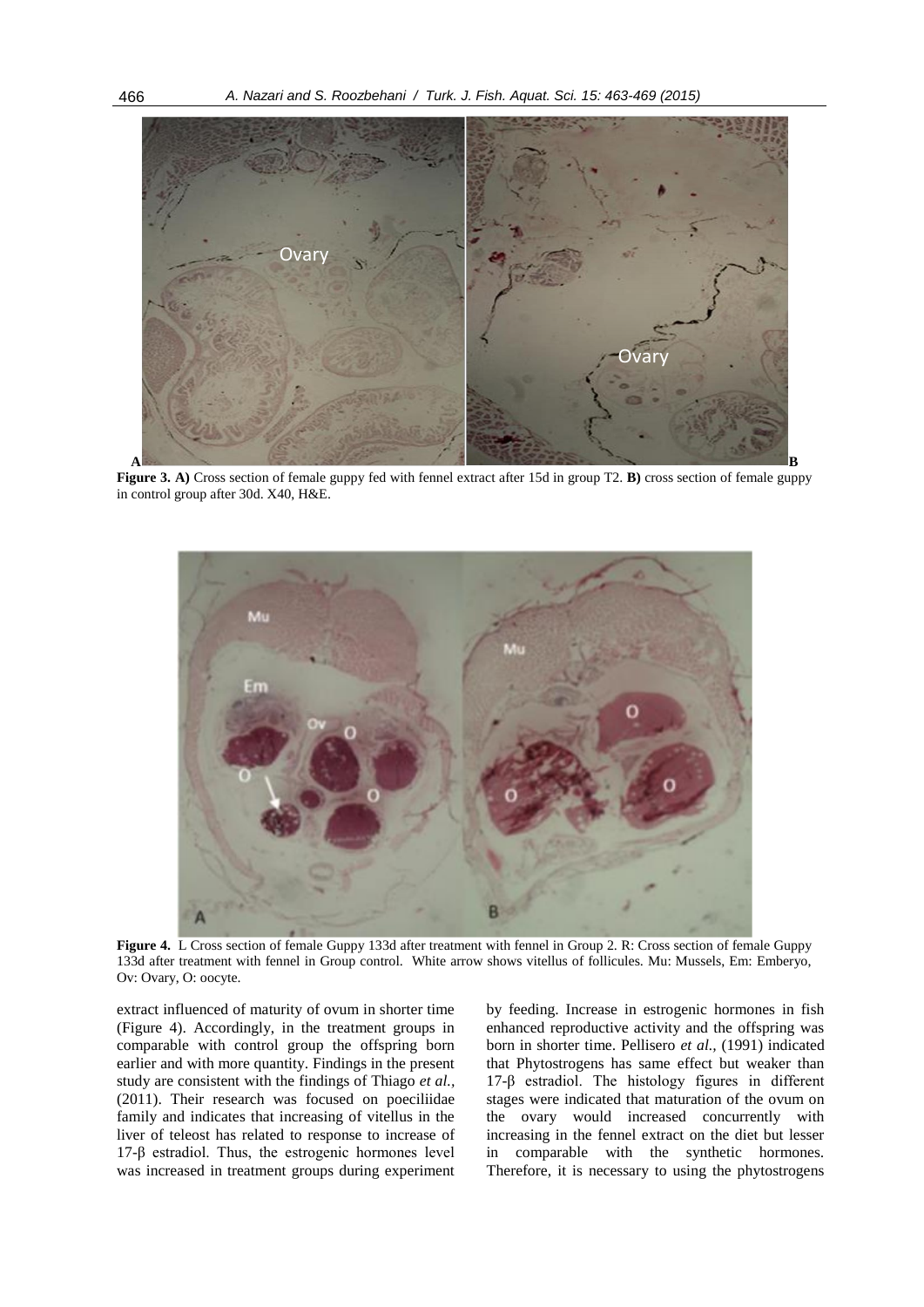**Figure 3. A)** Cross section of female guppy fed with fennel extract after 15d in group T2. **B)** cross section of female guppy in control group after 30d. X40, H&E.

**Figure 4.** L Cross section of female Guppy 133d after treatment with fennel in Group 2. R: Cross section of female Guppy 133d after treatment with fennel in Group control. White arrow shows vitellus of follicules. Mu: Mussels, Em: Emberyo, Ov: Ovary, O: oocyte.

extract influenced of maturity of ovum in shorter time (Figure 4). Accordingly, in the treatment groups in comparable with control group the offspring born earlier and with more quantity. Findings in the present study are consistent with the findings of Thiago *et al.*, (2011). Their research was focused on poeciliidae family and indicates that increasing of vitellus in the liver of teleost has related to response to increase of 17-β estradiol. Thus, the estrogenic hormones level was increased in treatment groups during experiment by feeding. Increase in estrogenic hormones in fish enhanced reproductive activity and the offspring was born in shorter time. Pellisero *et al.,* (1991) indicated that Phytostrogens has same effect but weaker than 17-β estradiol. The histology figures in different stages were indicated that maturation of the ovum on the ovary would increased concurrently with increasing in the fennel extract on the diet but lesser in comparable with the synthetic hormones. Therefore, it is necessary to using the phytostrogens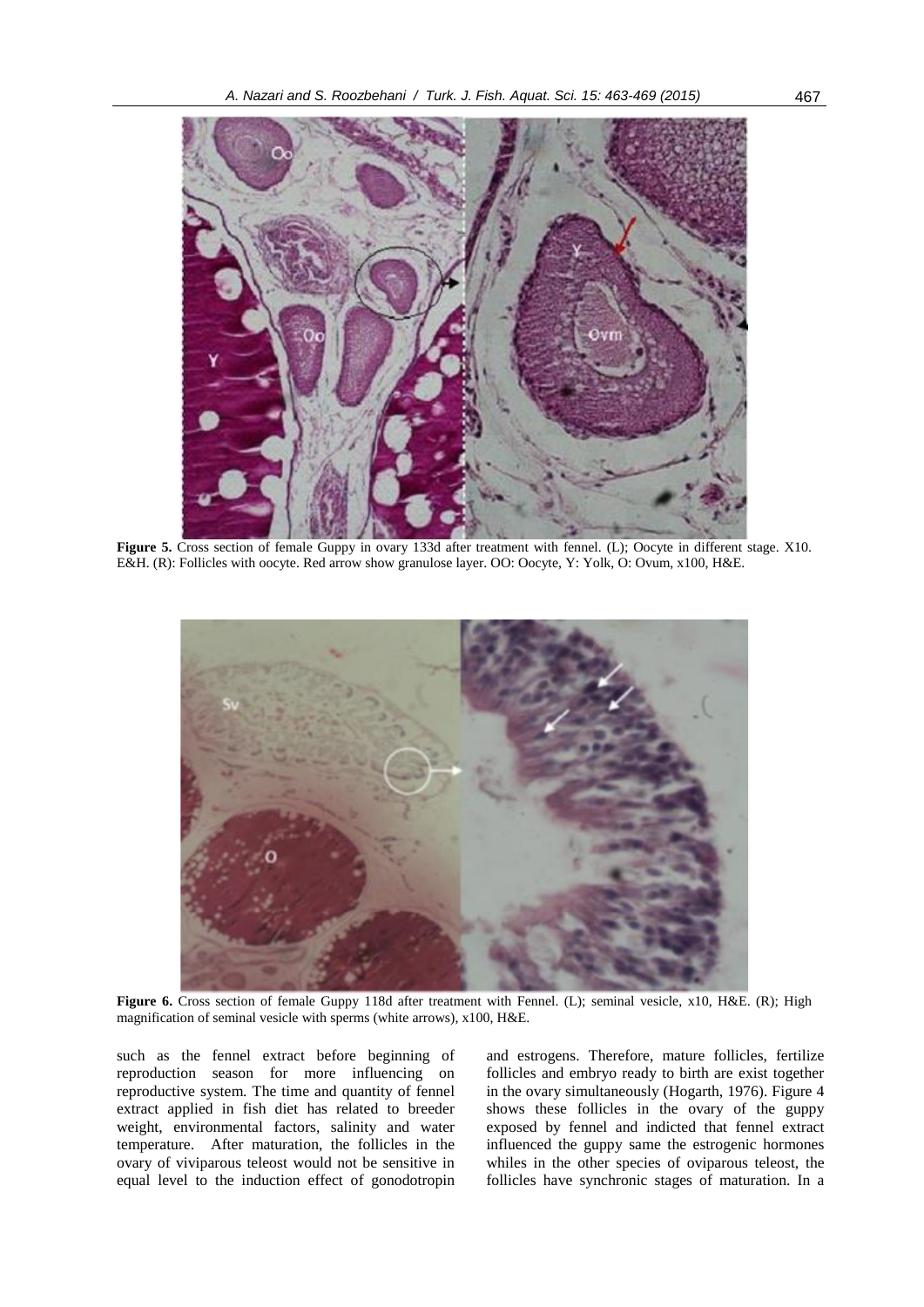**Figure 5.** Cross section of female Guppy in ovary 133d after treatment with fennel. (L); Oocyte in different stage. X10. E&H. (R): Follicles with oocyte. Red arrow show granulose layer. OO: Oocyte, Y: Yolk, O: Ovum, x100, H&E.

**Figure 6.** Cross section of female Guppy 118d after treatment with Fennel. (L); seminal vesicle, x10, H&E. (R); High magnification of seminal vesicle with sperms (white arrows), x100, H&E.

such as the fennel extract before beginning of reproduction season for more influencing on reproductive system. The time and quantity of fennel extract applied in fish diet has related to breeder weight, environmental factors, salinity and water temperature. After maturation, the follicles in the ovary of viviparous teleost would not be sensitive in equal level to the induction effect of gonodotropin and estrogens. Therefore, mature follicles, fertilize follicles and embryo ready to birth are exist together in the ovary simultaneously (Hogarth, 1976). Figure 4 shows these follicles in the ovary of the guppy exposed by fennel and indicted that fennel extract influenced the guppy same the estrogenic hormones whiles in the other species of oviparous teleost, the follicles have synchronic stages of maturation. In a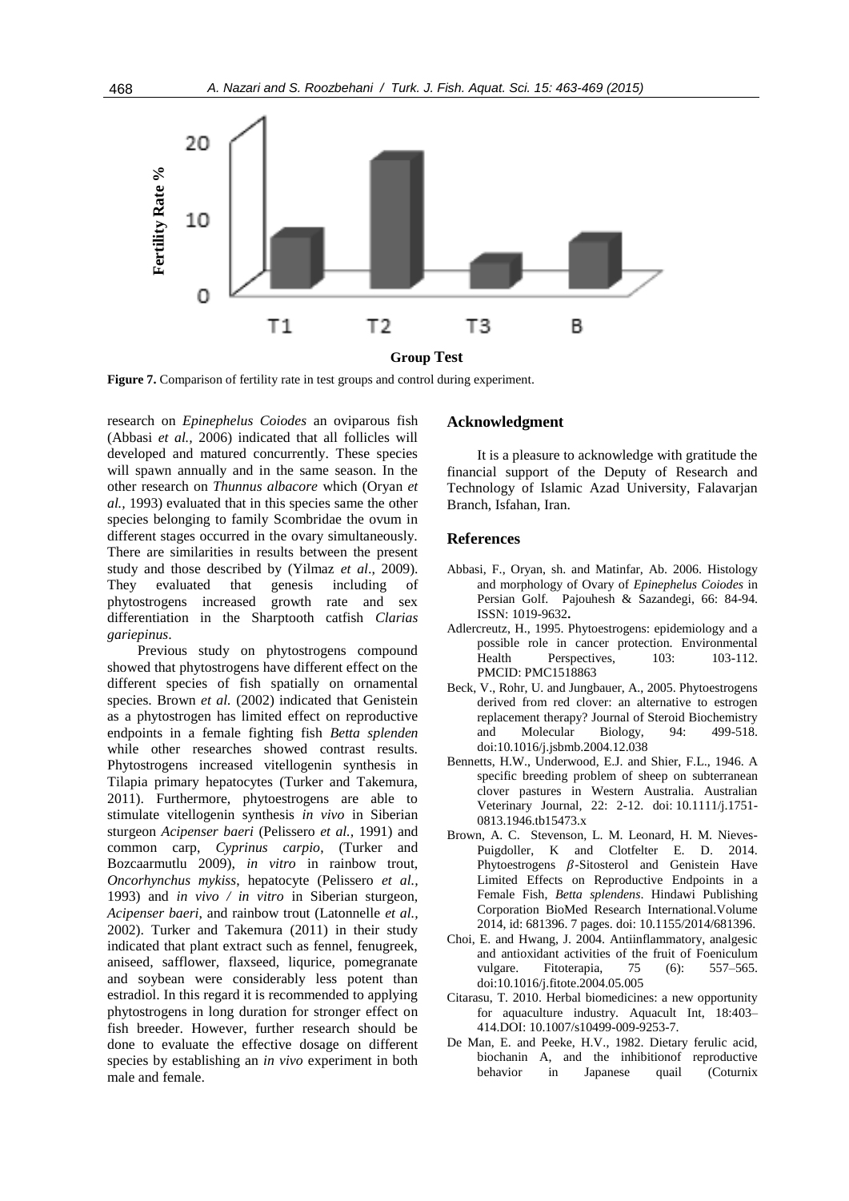**Figure 7.** Comparison of fertility rate in test groups and control during experiment.

research on *Epinephelus Coiodes* an oviparous fish (Abbasi *et al.,* 2006) indicated that all follicles will developed and matured concurrently. These species will spawn annually and in the same season. In the other research on *Thunnus albacore* which (Oryan *et al.,* 1993) evaluated that in this species same the other species belonging to family Scombridae the ovum in different stages occurred in the ovary simultaneously. There are similarities in results between the present study and those described by (Yilmaz *et al*., 2009). They evaluated that genesis including of phytostrogens increased growth rate and sex differentiation in the Sharptooth catfish *Clarias gariepinus*.

Previous study on phytostrogens compound showed that phytostrogens have different effect on the different species of fish spatially on ornamental species. Brown *et al.* (2002) indicated that Genistein as a phytostrogen has limited effect on reproductive endpoints in a female fighting fish *Betta splenden* while other researches showed contrast results. Phytostrogens increased vitellogenin synthesis in Tilapia primary hepatocytes (Turker and Takemura, 2011). Furthermore, phytoestrogens are able to stimulate vitellogenin synthesis *in vivo* in Siberian sturgeon *Acipenser baeri* (Pelissero *et al.,* 1991) and common carp, *Cyprinus carpio*, (Turker and Bozcaarmutlu 2009), *in vitro* in rainbow trout, *Oncorhynchus mykiss*, hepatocyte (Pelissero *et al.,* 1993) and *in vivo / in vitro* in Siberian sturgeon, *Acipenser baeri*, and rainbow trout (Latonnelle *et al.,* 2002). Turker and Takemura (2011) in their study indicated that plant extract such as fennel, fenugreek, aniseed, safflower, flaxseed, liqurice, pomegranate and soybean were considerably less potent than estradiol. In this regard it is recommended to applying phytostrogens in long duration for stronger effect on fish breeder. However, further research should be done to evaluate the effective dosage on different species by establishing an *in vivo* experiment in both male and female.

## Acknowledgment

It is a pleasure to acknowledge with gratitude the financial support of the Deputy of Research and Technology of Islamic Azad University, Falavarjan Branch, Isfahan, Iran.

## References

Abbasi, F., Oryan, sh. and Matinfar, Ab. 2006. Histology and morphology of Ovary of *Epinephelus Coiodes* in Persian Golf. Pajouhesh & Sazandegi, 66: 84-94. ISSN: 1019-9632.

Adlercreutz, H., 1995. Phytoestrogens: epidemiology and a possible role in cancer protection. Environmental Health Perspectives, 103: 103-112. PMCID: PMC1518863

Beck, V., Rohr, U. and Jungbauer, A., 2005. Phytoestrogens derived from red clover: an alternative to estrogen replacement therapy? Journal of Steroid Biochemistry and Molecular Biology, 94: 499-518. doi:10.1016/j.jsbmb.2004.12.038

Bennetts, H.W., Underwood, E.J. and Shier, F.L., 1946. A specific breeding problem of sheep on subterranean clover pastures in Western Australia. Australian Veterinary Journal, 22: 2-12. doi: 10.1111/j.1751-0813.1946.tb15473.x

Brown, A. C. Stevenson, L. M. Leonard, H. M. Nieves-Puigdoller, K and Clotfelter E. D. 2014. Phytoestrogens $\beta$-Sitosterol and Genistein Have Limited Effects on Reproductive Endpoints in a Female Fish, *Betta splendens*. Hindawi Publishing Corporation BioMed Research International.Volume 2014, id: 681396. 7 pages. doi: 10.1155/2014/681396.

Choi, E. and Hwang, J. 2004. Antiinflammatory, analgesic and antioxidant activities of the fruit of Foeniculum vulgare. Fitoterapia, 75 (6): 557–565. doi:10.1016/j.fitote.2004.05.005

Citarasu, T. 2010. Herbal biomedicines: a new opportunity for aquaculture industry. Aquacult Int, 18:403–414.DOI: 10.1007/s10499-009-9253-7.

De Man, E. and Peeke, H.V., 1982. Dietary ferulic acid, biochanin A, and the inhibitionof reproductive behavior in Japanese quail (Coturnix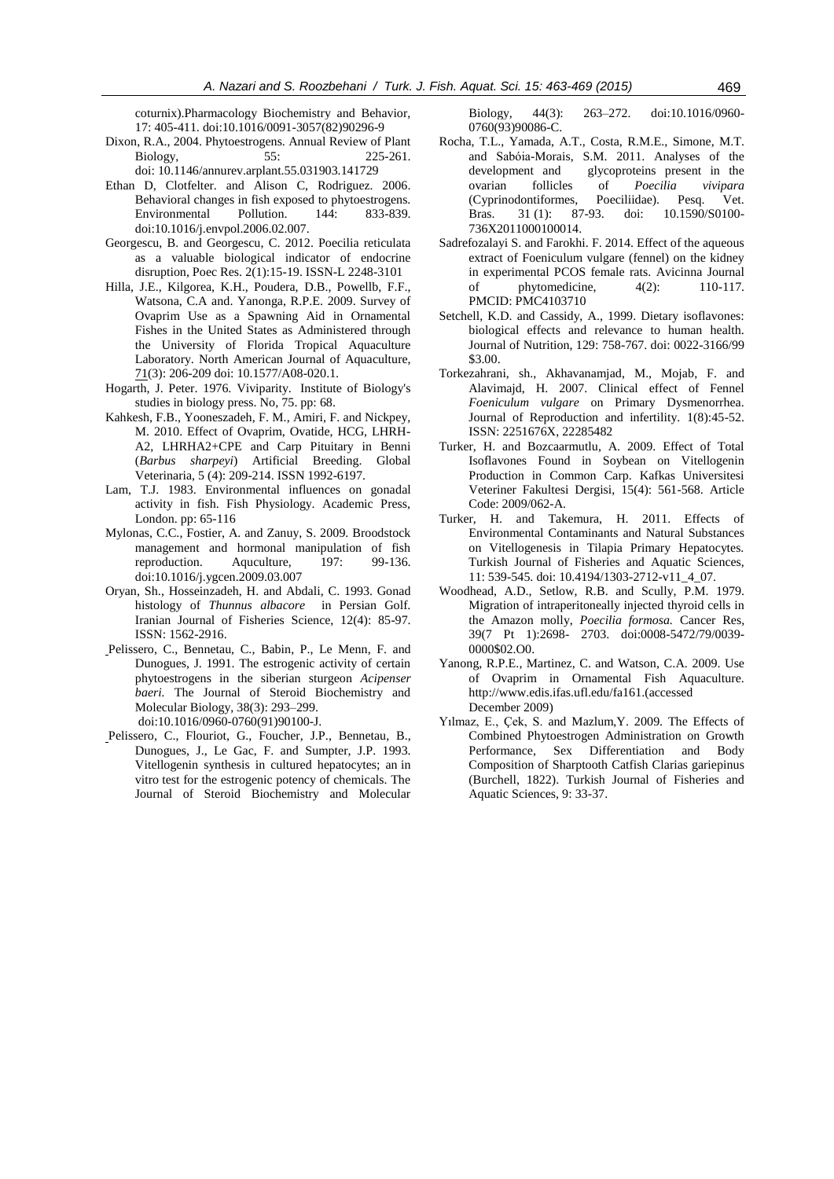coturnix).Pharmacology Biochemistry and Behavior, 17: 405-411. doi:10.1016/0091-3057(82)90296-9

Dixon, R.A., 2004. Phytoestrogens. Annual Review of Plant Biology, 55: 225-261. doi: 10.1146/annurev.arplant.55.031903.141729

Ethan D, Clotfelter. and Alison C, Rodriguez. 2006. Behavioral changes in fish exposed to phytoestrogens. Environmental Pollution. 144: 833-839. doi:10.1016/j.envpol.2006.02.007.

Georgescu, B. and Georgescu, C. 2012. Poecilia reticulata as a valuable biological indicator of endocrine disruption, Poec Res. 2(1):15-19. ISSN-L 2248-3101

Hilla, J.E., Kilgorea, K.H., Poudera, D.B., Powellb, F.F., Watsona, C.A and. Yanonga, R.P.E. 2009. Survey of Ovaprim Use as a Spawning Aid in Ornamental Fishes in the United States as Administered through the University of Florida Tropical Aquaculture Laboratory. North American Journal of Aquaculture, 71(3): 206-209 doi: 10.1577/A08-020.1.

Hogarth, J. Peter. 1976. Viviparity. Institute of Biology's studies in biology press. No, 75. pp: 68.

Kahkesh, F.B., Yooneszadeh, F. M., Amiri, F. and Nickpey, M. 2010. Effect of Ovaprim, Ovatide, HCG, LHRH-A2, LHRHA2+CPE and Carp Pituitary in Benni (*Barbus sharpeyi*) Artificial Breeding. Global Veterinaria, 5 (4): 209-214. ISSN 1992-6197.

Lam, T.J. 1983. Environmental influences on gonadal activity in fish. Fish Physiology. Academic Press, London. pp: 65-116

Mylonas, C.C., Fostier, A. and Zanuy, S. 2009. Broodstock management and hormonal manipulation of fish reproduction. Aquculture, 197: 99-136. doi:10.1016/j.ygcen.2009.03.007

Oryan, Sh., Hosseinzadeh, H. and Abdali, C. 1993. Gonad histology of *Thunnus albacore* in Persian Golf. Iranian Journal of Fisheries Science, 12(4): 85-97. ISSN: 1562-2916.

Pelissero, C., Bennetau, C., Babin, P., Le Menn, F. and Dunogues, J. 1991. The estrogenic activity of certain phytoestrogens in the siberian sturgeon *Acipenser baeri.* The Journal of Steroid Biochemistry and Molecular Biology, 38(3): 293–299. doi:10.1016/0960-0760(91)90100-J.

Pelissero, C., Flouriot, G., Foucher, J.P., Bennetau, B., Dunogues, J., Le Gac, F. and Sumpter, J.P. 1993. Vitellogenin synthesis in cultured hepatocytes; an in vitro test for the estrogenic potency of chemicals. The Journal of Steroid Biochemistry and Molecular Biology, 44(3): 263–272. doi:10.1016/0960-0760(93)90086-C.

Rocha, T.L., Yamada, A.T., Costa, R.M.E., Simone, M.T. and Sabóia-Morais, S.M. 2011. Analyses of the development and glycoproteins present in the ovarian follicles of *Poecilia vivipara* (Cyprinodontiformes, Poeciliidae). Pesq. Vet. Bras. 31 (1): 87-93. doi: 10.1590/S0100-736X2011000100014.

Sadrefozalayi S. and Farokhi. F. 2014. Effect of the aqueous extract of Foeniculum vulgare (fennel) on the kidney in experimental PCOS female rats. Avicinna Journal of phytomedicine, 4(2): 110-117. PMCID: PMC4103710

Setchell, K.D. and Cassidy, A., 1999. Dietary isoflavones: biological effects and relevance to human health. Journal of Nutrition, 129: 758-767. doi: 0022-3166/99 $3.00.

Torkezahrani, sh., Akhavanamjad, M., Mojab, F. and Alavimajd, H. 2007. Clinical effect of Fennel *Foeniculum vulgare* on Primary Dysmenorrhea. Journal of Reproduction and infertility. 1(8):45-52. ISSN: 2251676X, 22285482

Turker, H. and Bozcaarmutlu, A. 2009. Effect of Total Isoflavones Found in Soybean on Vitellogenin Production in Common Carp. Kafkas Universitesi Veteriner Fakultesi Dergisi, 15(4): 561-568. Article Code: 2009/062-A.

Turker, H. and Takemura, H. 2011. Effects of Environmental Contaminants and Natural Substances on Vitellogenesis in Tilapia Primary Hepatocytes. Turkish Journal of Fisheries and Aquatic Sciences, 11: 539-545. doi: 10.4194/1303-2712-v11_4_07.

Woodhead, A.D., Setlow, R.B. and Scully, P.M. 1979. Migration of intraperitoneally injected thyroid cells in the Amazon molly, *Poecilia formosa.* Cancer Res, 39(7 Pt 1):2698- 2703. doi:0008-5472/79/0039-0000$02.O0.

Yanong, R.P.E., Martinez, C. and Watson, C.A. 2009. Use of Ovaprim in Ornamental Fish Aquaculture. http://www.edis.ifas.ufl.edu/fa161.(accessed December 2009)

Yılmaz, E., Çek, S. and Mazlum,Y. 2009. The Effects of Combined Phytoestrogen Administration on Growth Performance, Sex Differentiation and Body Composition of Sharptooth Catfish Clarias gariepinus (Burchell, 1822). Turkish Journal of Fisheries and Aquatic Sciences, 9: 33-37.